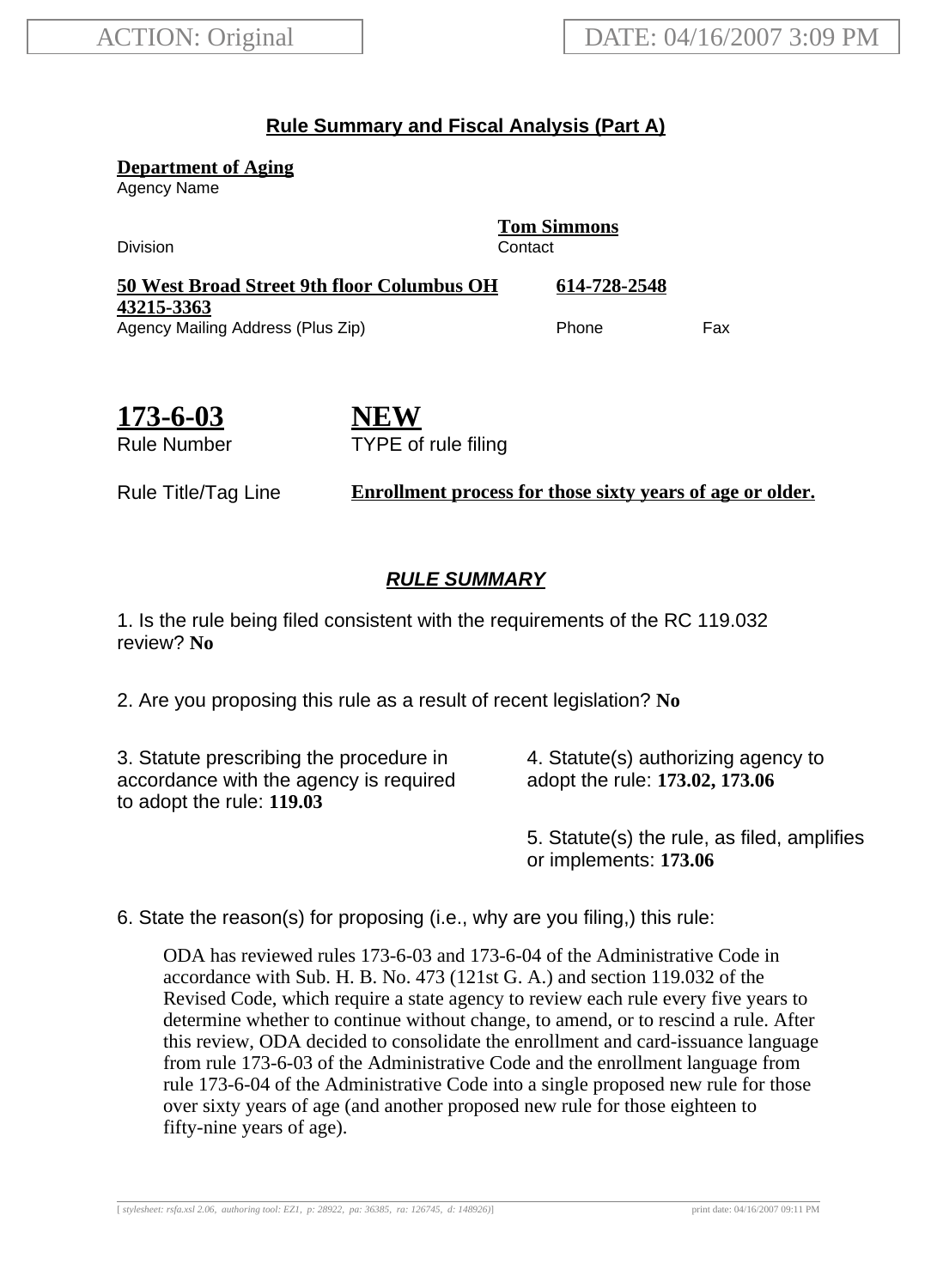ACTION: Original

DATE: 04/16/2007 3:09 PM

## Rule Summary and Fiscal Analysis (Part A)

**Department of Aging**
Agency Name

Division

**Tom Simmons**
Contact

**50 West Broad Street 9th floor Columbus OH 43215-3363**
Agency Mailing Address (Plus Zip)

**614-728-2548**
Phone

Fax

**173-6-03**
Rule Number

**NEW**
TYPE of rule filing

Rule Title/Tag Line **Enrollment process for those sixty years of age or older.**

### *RULE SUMMARY*

1. Is the rule being filed consistent with the requirements of the RC 119.032 review? **No**

2. Are you proposing this rule as a result of recent legislation? **No**

3. Statute prescribing the procedure in accordance with the agency is required to adopt the rule: **119.03**

4. Statute(s) authorizing agency to adopt the rule: **173.02, 173.06**

5. Statute(s) the rule, as filed, amplifies or implements: **173.06**

6. State the reason(s) for proposing (i.e., why are you filing,) this rule:

ODA has reviewed rules 173-6-03 and 173-6-04 of the Administrative Code in accordance with Sub. H. B. No. 473 (121st G. A.) and section 119.032 of the Revised Code, which require a state agency to review each rule every five years to determine whether to continue without change, to amend, or to rescind a rule. After this review, ODA decided to consolidate the enrollment and card-issuance language from rule 173-6-03 of the Administrative Code and the enrollment language from rule 173-6-04 of the Administrative Code into a single proposed new rule for those over sixty years of age (and another proposed new rule for those eighteen to fifty-nine years of age).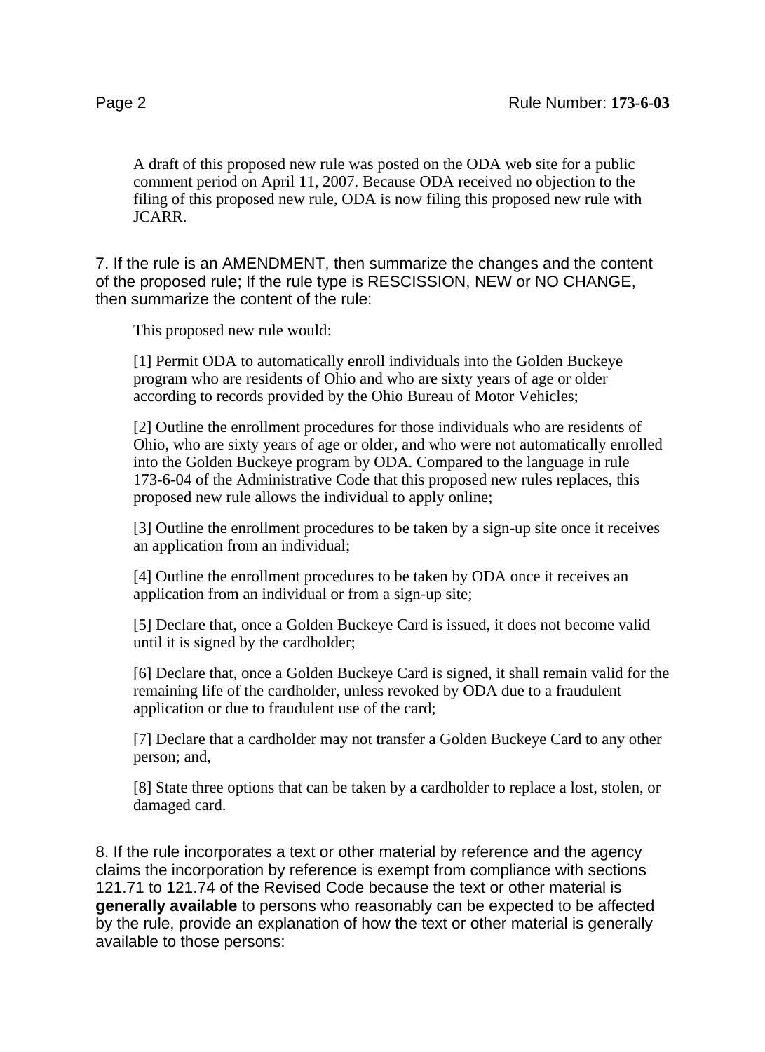A draft of this proposed new rule was posted on the ODA web site for a public comment period on April 11, 2007. Because ODA received no objection to the filing of this proposed new rule, ODA is now filing this proposed new rule with JCARR.

7. If the rule is an AMENDMENT, then summarize the changes and the content of the proposed rule; If the rule type is RESCISSION, NEW or NO CHANGE, then summarize the content of the rule:

This proposed new rule would:

[1] Permit ODA to automatically enroll individuals into the Golden Buckeye program who are residents of Ohio and who are sixty years of age or older according to records provided by the Ohio Bureau of Motor Vehicles;

[2] Outline the enrollment procedures for those individuals who are residents of Ohio, who are sixty years of age or older, and who were not automatically enrolled into the Golden Buckeye program by ODA. Compared to the language in rule 173-6-04 of the Administrative Code that this proposed new rules replaces, this proposed new rule allows the individual to apply online;

[3] Outline the enrollment procedures to be taken by a sign-up site once it receives an application from an individual;

[4] Outline the enrollment procedures to be taken by ODA once it receives an application from an individual or from a sign-up site;

[5] Declare that, once a Golden Buckeye Card is issued, it does not become valid until it is signed by the cardholder;

[6] Declare that, once a Golden Buckeye Card is signed, it shall remain valid for the remaining life of the cardholder, unless revoked by ODA due to a fraudulent application or due to fraudulent use of the card;

[7] Declare that a cardholder may not transfer a Golden Buckeye Card to any other person; and,

[8] State three options that can be taken by a cardholder to replace a lost, stolen, or damaged card.

8. If the rule incorporates a text or other material by reference and the agency claims the incorporation by reference is exempt from compliance with sections 121.71 to 121.74 of the Revised Code because the text or other material is **generally available** to persons who reasonably can be expected to be affected by the rule, provide an explanation of how the text or other material is generally available to those persons: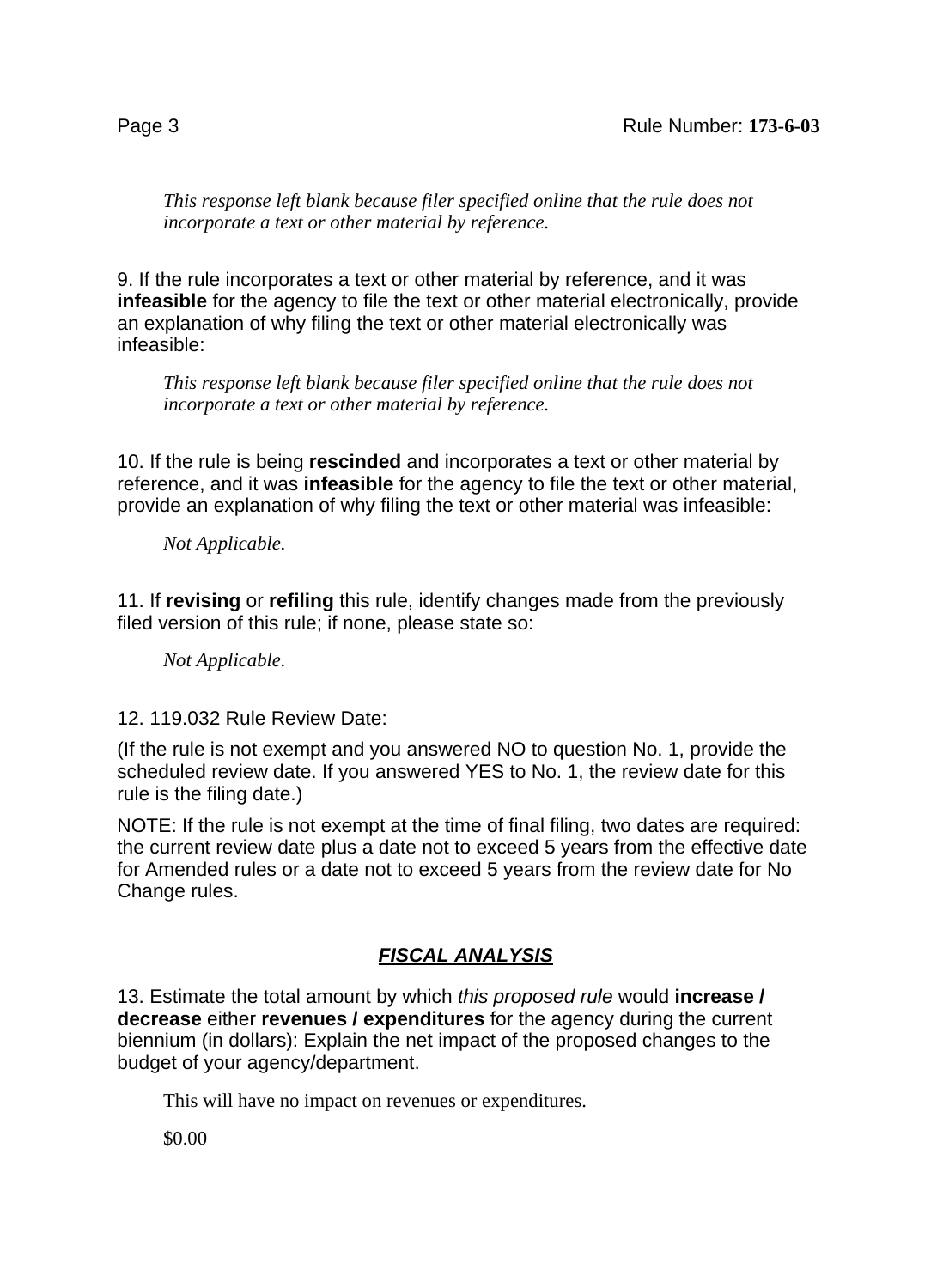*This response left blank because filer specified online that the rule does not incorporate a text or other material by reference.*

9. If the rule incorporates a text or other material by reference, and it was **infeasible** for the agency to file the text or other material electronically, provide an explanation of why filing the text or other material electronically was infeasible:

*This response left blank because filer specified online that the rule does not incorporate a text or other material by reference.*

10. If the rule is being **rescinded** and incorporates a text or other material by reference, and it was **infeasible** for the agency to file the text or other material, provide an explanation of why filing the text or other material was infeasible:

*Not Applicable.*

11. If **revising** or **refiling** this rule, identify changes made from the previously filed version of this rule; if none, please state so:

*Not Applicable.*

12. 119.032 Rule Review Date:

(If the rule is not exempt and you answered NO to question No. 1, provide the scheduled review date. If you answered YES to No. 1, the review date for this rule is the filing date.)

NOTE: If the rule is not exempt at the time of final filing, two dates are required: the current review date plus a date not to exceed 5 years from the effective date for Amended rules or a date not to exceed 5 years from the review date for No Change rules.

## ***FISCAL ANALYSIS***

13. Estimate the total amount by which *this proposed rule* would **increase / decrease** either **revenues / expenditures** for the agency during the current biennium (in dollars): Explain the net impact of the proposed changes to the budget of your agency/department.

This will have no impact on revenues or expenditures.

$0.00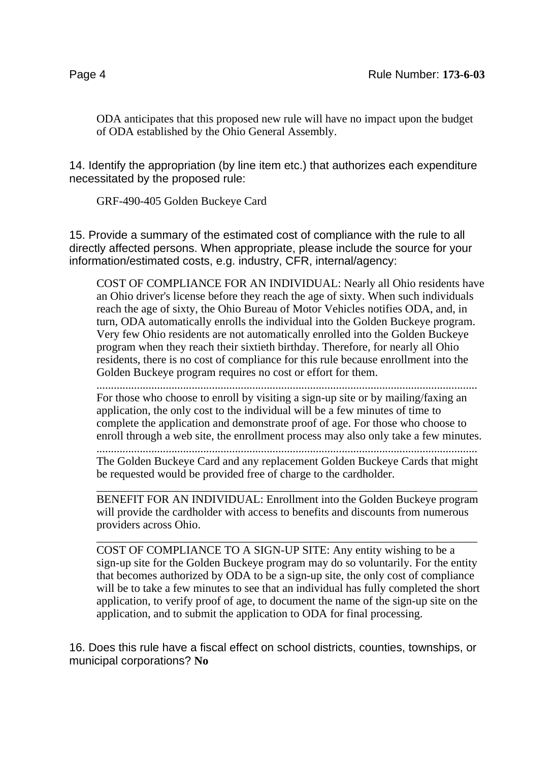ODA anticipates that this proposed new rule will have no impact upon the budget of ODA established by the Ohio General Assembly.

14. Identify the appropriation (by line item etc.) that authorizes each expenditure necessitated by the proposed rule:

GRF-490-405 Golden Buckeye Card

15. Provide a summary of the estimated cost of compliance with the rule to all directly affected persons. When appropriate, please include the source for your information/estimated costs, e.g. industry, CFR, internal/agency:

COST OF COMPLIANCE FOR AN INDIVIDUAL: Nearly all Ohio residents have an Ohio driver's license before they reach the age of sixty. When such individuals reach the age of sixty, the Ohio Bureau of Motor Vehicles notifies ODA, and, in turn, ODA automatically enrolls the individual into the Golden Buckeye program. Very few Ohio residents are not automatically enrolled into the Golden Buckeye program when they reach their sixtieth birthday. Therefore, for nearly all Ohio residents, there is no cost of compliance for this rule because enrollment into the Golden Buckeye program requires no cost or effort for them.

For those who choose to enroll by visiting a sign-up site or by mailing/faxing an application, the only cost to the individual will be a few minutes of time to complete the application and demonstrate proof of age. For those who choose to enroll through a web site, the enrollment process may also only take a few minutes.

The Golden Buckeye Card and any replacement Golden Buckeye Cards that might be requested would be provided free of charge to the cardholder.

---

BENEFIT FOR AN INDIVIDUAL: Enrollment into the Golden Buckeye program will provide the cardholder with access to benefits and discounts from numerous providers across Ohio.

---

COST OF COMPLIANCE TO A SIGN-UP SITE: Any entity wishing to be a sign-up site for the Golden Buckeye program may do so voluntarily. For the entity that becomes authorized by ODA to be a sign-up site, the only cost of compliance will be to take a few minutes to see that an individual has fully completed the short application, to verify proof of age, to document the name of the sign-up site on the application, and to submit the application to ODA for final processing.

16. Does this rule have a fiscal effect on school districts, counties, townships, or municipal corporations? **No**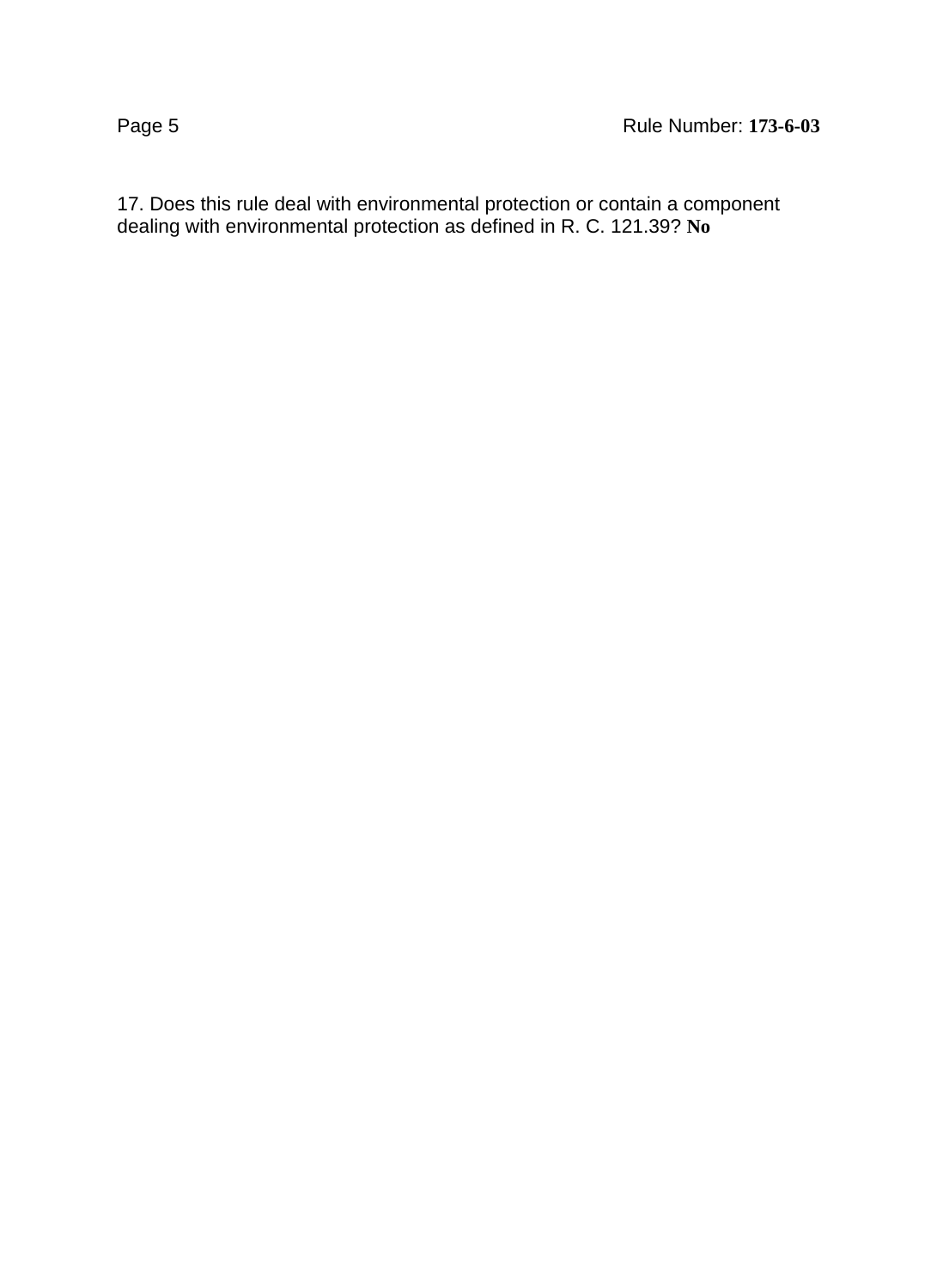17. Does this rule deal with environmental protection or contain a component dealing with environmental protection as defined in R. C. 121.39? **No**